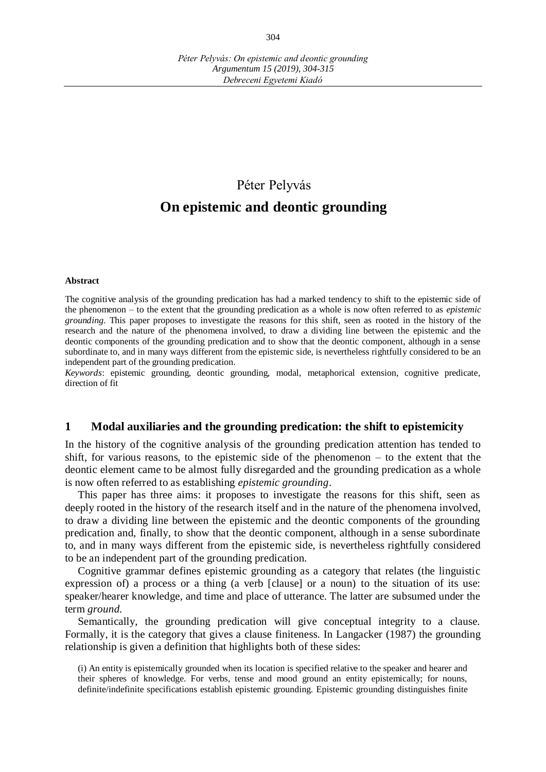# Péter Pelyvás

# On epistemic and deontic grounding

**Abstract**

The cognitive analysis of the grounding predication has had a marked tendency to shift to the epistemic side of the phenomenon – to the extent that the grounding predication as a whole is now often referred to as *epistemic grounding*. This paper proposes to investigate the reasons for this shift, seen as rooted in the history of the research and the nature of the phenomena involved, to draw a dividing line between the epistemic and the deontic components of the grounding predication and to show that the deontic component, although in a sense subordinate to, and in many ways different from the epistemic side, is nevertheless rightfully considered to be an independent part of the grounding predication.

*Keywords*: epistemic grounding, deontic grounding, modal, metaphorical extension, cognitive predicate, direction of fit

## 1 Modal auxiliaries and the grounding predication: the shift to epistemicity

In the history of the cognitive analysis of the grounding predication attention has tended to shift, for various reasons, to the epistemic side of the phenomenon – to the extent that the deontic element came to be almost fully disregarded and the grounding predication as a whole is now often referred to as establishing *epistemic grounding*.

This paper has three aims: it proposes to investigate the reasons for this shift, seen as deeply rooted in the history of the research itself and in the nature of the phenomena involved, to draw a dividing line between the epistemic and the deontic components of the grounding predication and, finally, to show that the deontic component, although in a sense subordinate to, and in many ways different from the epistemic side, is nevertheless rightfully considered to be an independent part of the grounding predication.

Cognitive grammar defines epistemic grounding as a category that relates (the linguistic expression of) a process or a thing (a verb [clause] or a noun) to the situation of its use: speaker/hearer knowledge, and time and place of utterance. The latter are subsumed under the term *ground*.

Semantically, the grounding predication will give conceptual integrity to a clause. Formally, it is the category that gives a clause finiteness. In Langacker (1987) the grounding relationship is given a definition that highlights both of these sides:

> (i) An entity is epistemically grounded when its location is specified relative to the speaker and hearer and their spheres of knowledge. For verbs, tense and mood ground an entity epistemically; for nouns, definite/indefinite specifications establish epistemic grounding. Epistemic grounding distinguishes finite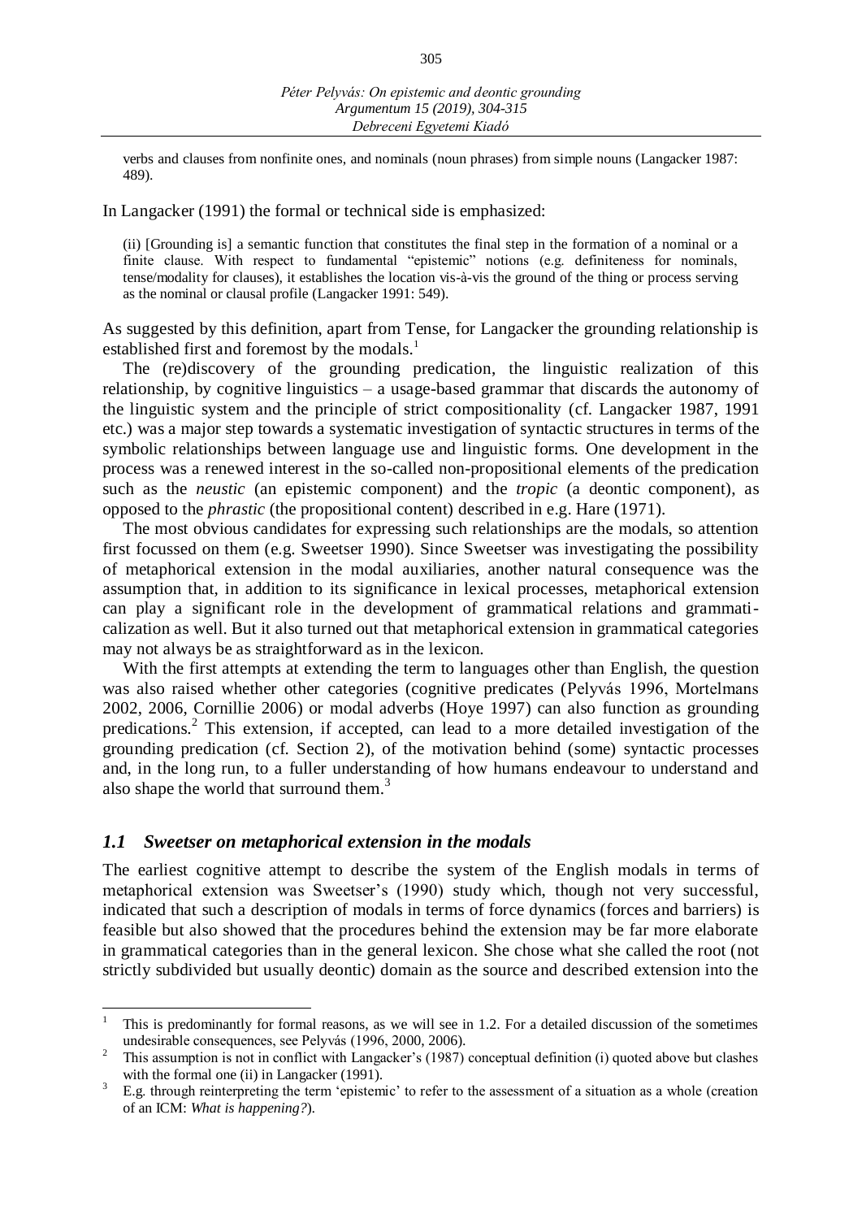verbs and clauses from nonfinite ones, and nominals (noun phrases) from simple nouns (Langacker 1987: 489).

In Langacker (1991) the formal or technical side is emphasized:

> (ii) [Grounding is] a semantic function that constitutes the final step in the formation of a nominal or a finite clause. With respect to fundamental "epistemic" notions (e.g. definiteness for nominals, tense/modality for clauses), it establishes the location vis-à-vis the ground of the thing or process serving as the nominal or clausal profile (Langacker 1991: 549).

As suggested by this definition, apart from Tense, for Langacker the grounding relationship is established first and foremost by the modals.[1]

The (re)discovery of the grounding predication, the linguistic realization of this relationship, by cognitive linguistics – a usage-based grammar that discards the autonomy of the linguistic system and the principle of strict compositionality (cf. Langacker 1987, 1991 etc.) was a major step towards a systematic investigation of syntactic structures in terms of the symbolic relationships between language use and linguistic forms. One development in the process was a renewed interest in the so-called non-propositional elements of the predication such as the *neustic* (an epistemic component) and the *tropic* (a deontic component), as opposed to the *phrastic* (the propositional content) described in e.g. Hare (1971).

The most obvious candidates for expressing such relationships are the modals, so attention first focussed on them (e.g. Sweetser 1990). Since Sweetser was investigating the possibility of metaphorical extension in the modal auxiliaries, another natural consequence was the assumption that, in addition to its significance in lexical processes, metaphorical extension can play a significant role in the development of grammatical relations and grammaticalization as well. But it also turned out that metaphorical extension in grammatical categories may not always be as straightforward as in the lexicon.

With the first attempts at extending the term to languages other than English, the question was also raised whether other categories (cognitive predicates (Pelyvás 1996, Mortelmans 2002, 2006, Cornillie 2006) or modal adverbs (Hoye 1997) can also function as grounding predications.[2] This extension, if accepted, can lead to a more detailed investigation of the grounding predication (cf. Section 2), of the motivation behind (some) syntactic processes and, in the long run, to a fuller understanding of how humans endeavour to understand and also shape the world that surround them.[3]

### *1.1 Sweetser on metaphorical extension in the modals*

The earliest cognitive attempt to describe the system of the English modals in terms of metaphorical extension was Sweetser's (1990) study which, though not very successful, indicated that such a description of modals in terms of force dynamics (forces and barriers) is feasible but also showed that the procedures behind the extension may be far more elaborate in grammatical categories than in the general lexicon. She chose what she called the root (not strictly subdivided but usually deontic) domain as the source and described extension into the

---

[1] This is predominantly for formal reasons, as we will see in 1.2. For a detailed discussion of the sometimes undesirable consequences, see Pelyvás (1996, 2000, 2006).

[2] This assumption is not in conflict with Langacker's (1987) conceptual definition (i) quoted above but clashes with the formal one (ii) in Langacker (1991).

[3] E.g. through reinterpreting the term 'epistemic' to refer to the assessment of a situation as a whole (creation of an ICM: *What is happening?*).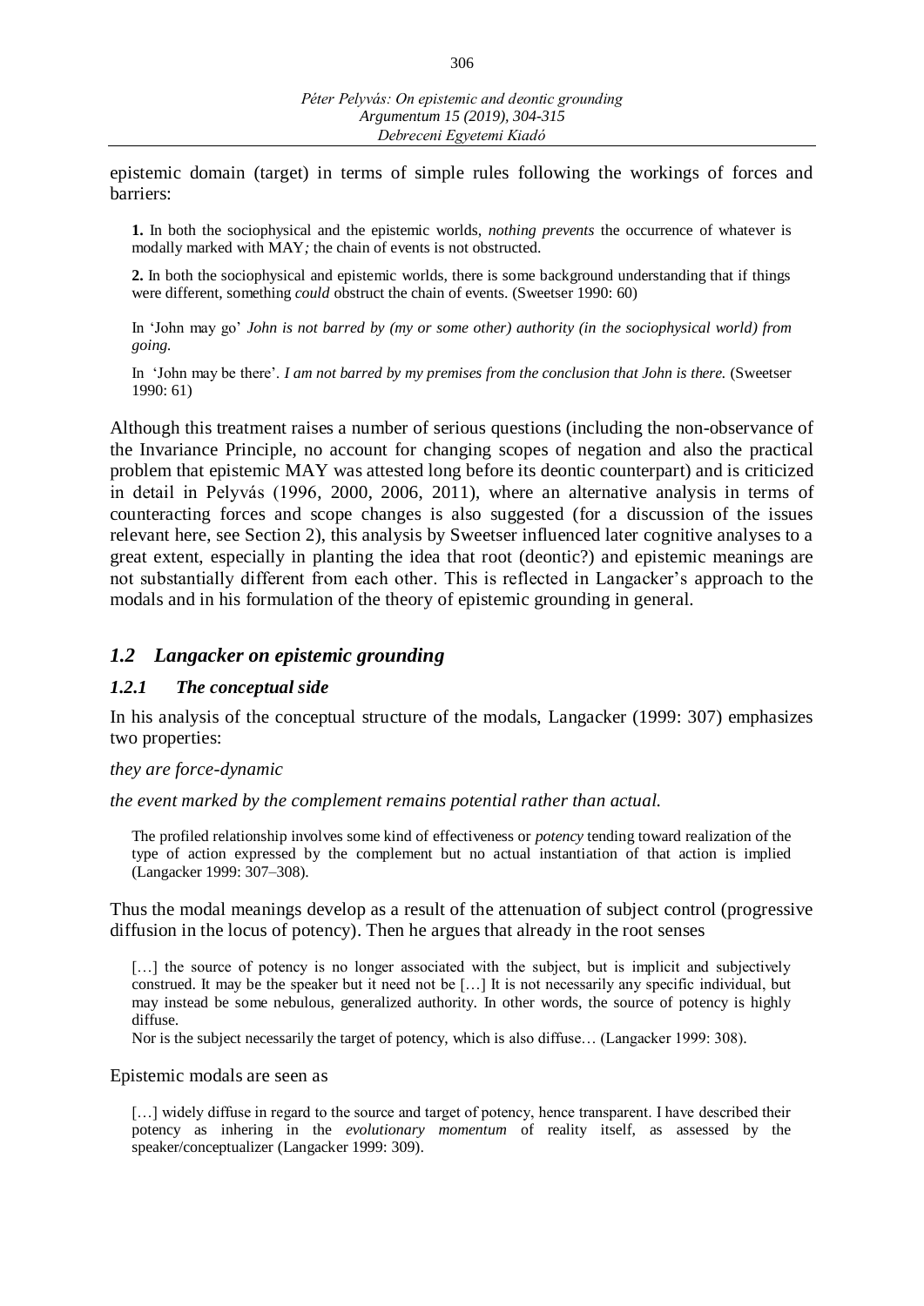epistemic domain (target) in terms of simple rules following the workings of forces and barriers:

> **1.** In both the sociophysical and the epistemic worlds, *nothing prevents* the occurrence of whatever is modally marked with MAY*;* the chain of events is not obstructed.
>
> **2.** In both the sociophysical and epistemic worlds, there is some background understanding that if things were different, something *could* obstruct the chain of events. (Sweetser 1990: 60)
>
> In 'John may go' *John is not barred by (my or some other) authority (in the sociophysical world) from going.*
>
> In 'John may be there'. *I am not barred by my premises from the conclusion that John is there.* (Sweetser 1990: 61)

Although this treatment raises a number of serious questions (including the non-observance of the Invariance Principle, no account for changing scopes of negation and also the practical problem that epistemic MAY was attested long before its deontic counterpart) and is criticized in detail in Pelyvás (1996, 2000, 2006, 2011), where an alternative analysis in terms of counteracting forces and scope changes is also suggested (for a discussion of the issues relevant here, see Section 2), this analysis by Sweetser influenced later cognitive analyses to a great extent, especially in planting the idea that root (deontic?) and epistemic meanings are not substantially different from each other. This is reflected in Langacker's approach to the modals and in his formulation of the theory of epistemic grounding in general.

## *1.2 Langacker on epistemic grounding*

### *1.2.1 The conceptual side*

In his analysis of the conceptual structure of the modals, Langacker (1999: 307) emphasizes two properties:

*they are force-dynamic*

*the event marked by the complement remains potential rather than actual.*

> The profiled relationship involves some kind of effectiveness or *potency* tending toward realization of the type of action expressed by the complement but no actual instantiation of that action is implied (Langacker 1999: 307–308).

Thus the modal meanings develop as a result of the attenuation of subject control (progressive diffusion in the locus of potency). Then he argues that already in the root senses

> […] the source of potency is no longer associated with the subject, but is implicit and subjectively construed. It may be the speaker but it need not be […] It is not necessarily any specific individual, but may instead be some nebulous, generalized authority. In other words, the source of potency is highly diffuse.
>
> Nor is the subject necessarily the target of potency, which is also diffuse… (Langacker 1999: 308).

Epistemic modals are seen as

> […] widely diffuse in regard to the source and target of potency, hence transparent. I have described their potency as inhering in the *evolutionary momentum* of reality itself, as assessed by the speaker/conceptualizer (Langacker 1999: 309).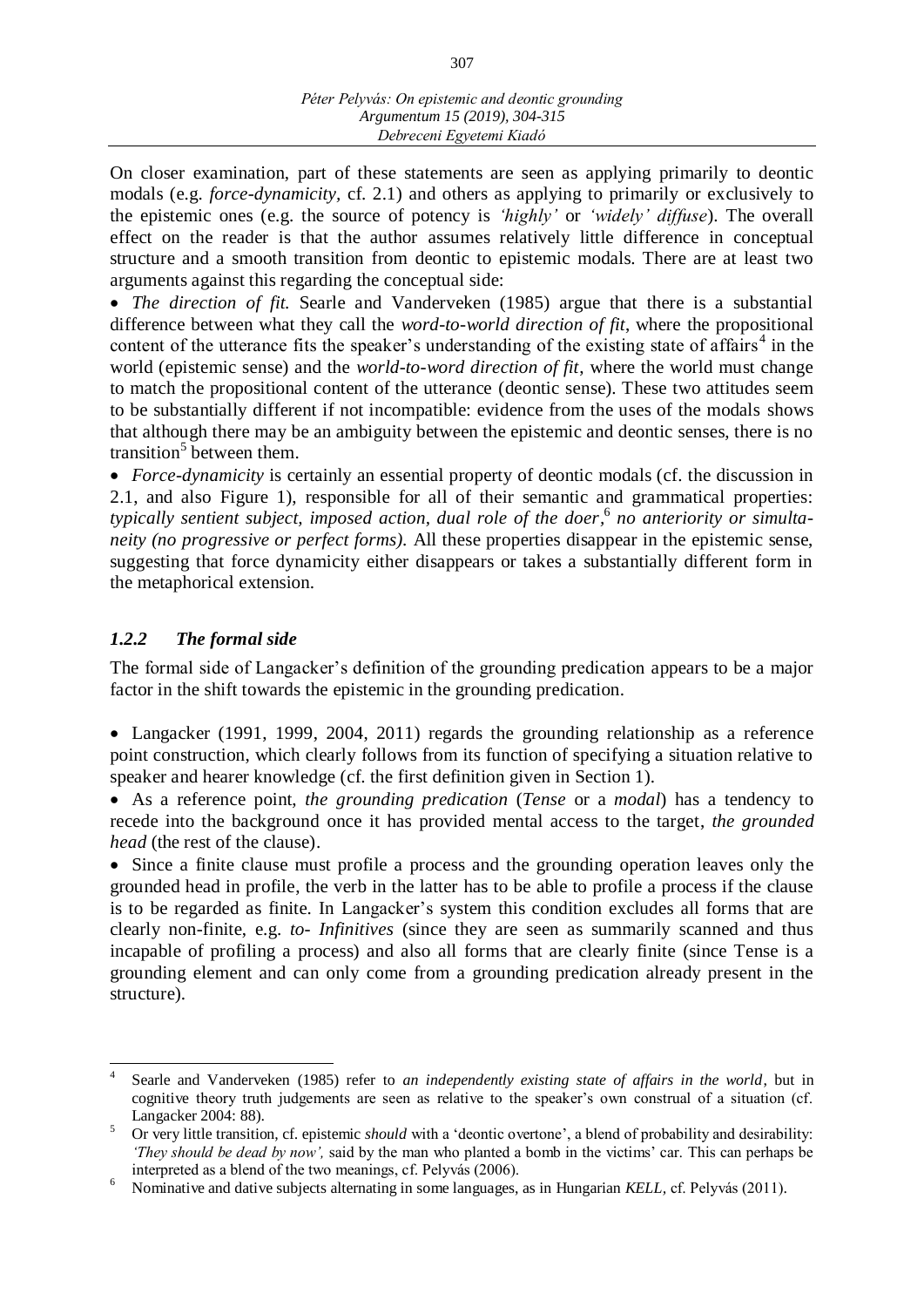On closer examination, part of these statements are seen as applying primarily to deontic modals (e.g. *force-dynamicity,* cf. 2.1) and others as applying to primarily or exclusively to the epistemic ones (e.g. the source of potency is *'highly'* or *'widely' diffuse*). The overall effect on the reader is that the author assumes relatively little difference in conceptual structure and a smooth transition from deontic to epistemic modals. There are at least two arguments against this regarding the conceptual side:

- *The direction of fit.* Searle and Vanderveken (1985) argue that there is a substantial difference between what they call the *word-to-world direction of fit*, where the propositional content of the utterance fits the speaker's understanding of the existing state of affairs[4] in the world (epistemic sense) and the *world-to-word direction of fit*, where the world must change to match the propositional content of the utterance (deontic sense). These two attitudes seem to be substantially different if not incompatible: evidence from the uses of the modals shows that although there may be an ambiguity between the epistemic and deontic senses, there is no transition[5] between them.
- *Force-dynamicity* is certainly an essential property of deontic modals (cf. the discussion in 2.1, and also Figure 1), responsible for all of their semantic and grammatical properties: *typically sentient subject, imposed action, dual role of the doer*,[6] *no anteriority or simultaneity (no progressive or perfect forms).* All these properties disappear in the epistemic sense, suggesting that force dynamicity either disappears or takes a substantially different form in the metaphorical extension.

### *1.2.2 The formal side*

The formal side of Langacker's definition of the grounding predication appears to be a major factor in the shift towards the epistemic in the grounding predication.

- Langacker (1991, 1999, 2004, 2011) regards the grounding relationship as a reference point construction, which clearly follows from its function of specifying a situation relative to speaker and hearer knowledge (cf. the first definition given in Section 1).
- As a reference point, *the grounding predication* (*Tense* or a *modal*) has a tendency to recede into the background once it has provided mental access to the target, *the grounded head* (the rest of the clause).
- Since a finite clause must profile a process and the grounding operation leaves only the grounded head in profile, the verb in the latter has to be able to profile a process if the clause is to be regarded as finite. In Langacker's system this condition excludes all forms that are clearly non-finite, e.g. *to- Infinitives* (since they are seen as summarily scanned and thus incapable of profiling a process) and also all forms that are clearly finite (since Tense is a grounding element and can only come from a grounding predication already present in the structure).

---

[4] Searle and Vanderveken (1985) refer to *an independently existing state of affairs in the world*, but in cognitive theory truth judgements are seen as relative to the speaker's own construal of a situation (cf. Langacker 2004: 88).

[5] Or very little transition, cf. epistemic *should* with a 'deontic overtone', a blend of probability and desirability: *'They should be dead by now',* said by the man who planted a bomb in the victims' car. This can perhaps be interpreted as a blend of the two meanings, cf. Pelyvás (2006).

[6] Nominative and dative subjects alternating in some languages, as in Hungarian *KELL,* cf. Pelyvás (2011).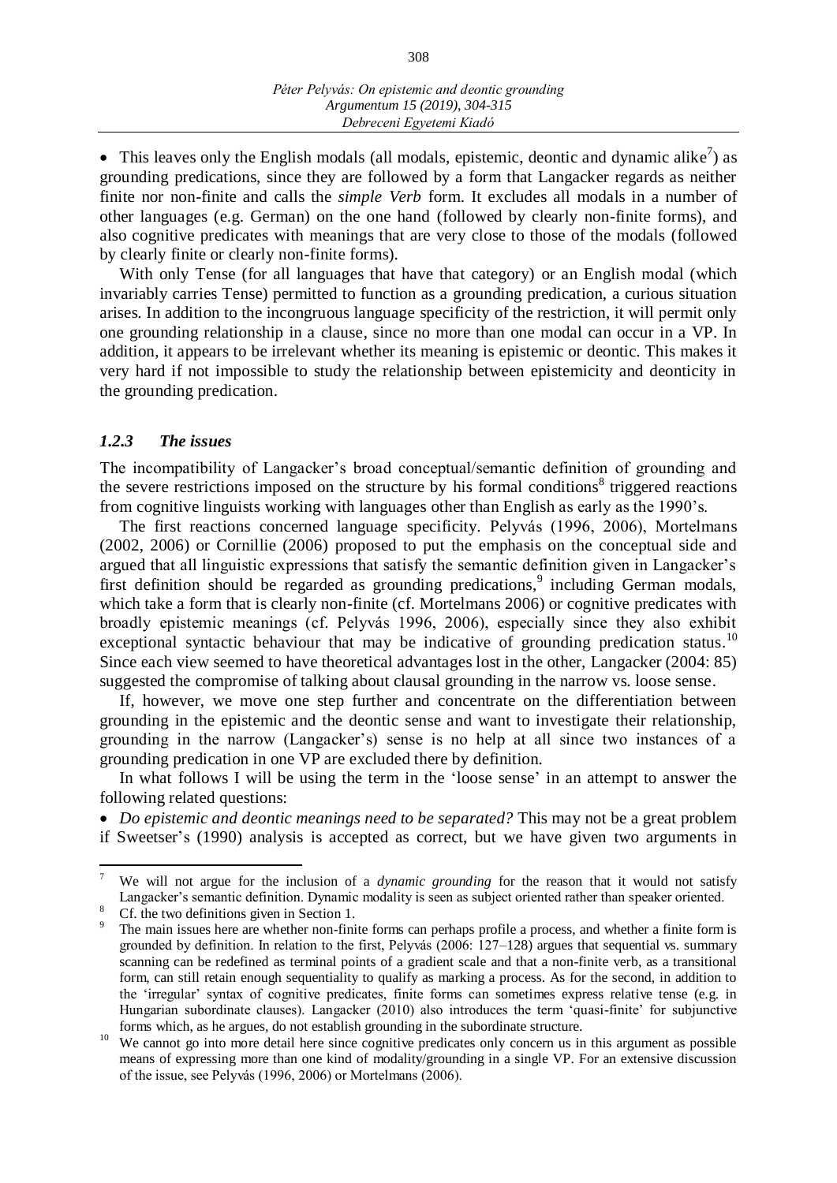- This leaves only the English modals (all modals, epistemic, deontic and dynamic alike[7]) as grounding predications, since they are followed by a form that Langacker regards as neither finite nor non-finite and calls the *simple Verb* form. It excludes all modals in a number of other languages (e.g. German) on the one hand (followed by clearly non-finite forms), and also cognitive predicates with meanings that are very close to those of the modals (followed by clearly finite or clearly non-finite forms).

With only Tense (for all languages that have that category) or an English modal (which invariably carries Tense) permitted to function as a grounding predication, a curious situation arises. In addition to the incongruous language specificity of the restriction, it will permit only one grounding relationship in a clause, since no more than one modal can occur in a VP. In addition, it appears to be irrelevant whether its meaning is epistemic or deontic. This makes it very hard if not impossible to study the relationship between epistemicity and deonticity in the grounding predication.

### *1.2.3 The issues*

The incompatibility of Langacker's broad conceptual/semantic definition of grounding and the severe restrictions imposed on the structure by his formal conditions[8] triggered reactions from cognitive linguists working with languages other than English as early as the 1990's.

The first reactions concerned language specificity. Pelyvás (1996, 2006), Mortelmans (2002, 2006) or Cornillie (2006) proposed to put the emphasis on the conceptual side and argued that all linguistic expressions that satisfy the semantic definition given in Langacker's first definition should be regarded as grounding predications,[9] including German modals, which take a form that is clearly non-finite (cf. Mortelmans 2006) or cognitive predicates with broadly epistemic meanings (cf. Pelyvás 1996, 2006), especially since they also exhibit exceptional syntactic behaviour that may be indicative of grounding predication status.[10] Since each view seemed to have theoretical advantages lost in the other, Langacker (2004: 85) suggested the compromise of talking about clausal grounding in the narrow vs. loose sense.

If, however, we move one step further and concentrate on the differentiation between grounding in the epistemic and the deontic sense and want to investigate their relationship, grounding in the narrow (Langacker's) sense is no help at all since two instances of a grounding predication in one VP are excluded there by definition.

In what follows I will be using the term in the 'loose sense' in an attempt to answer the following related questions:

- *Do epistemic and deontic meanings need to be separated?* This may not be a great problem if Sweetser's (1990) analysis is accepted as correct, but we have given two arguments in

---

[7] We will not argue for the inclusion of a *dynamic grounding* for the reason that it would not satisfy Langacker's semantic definition. Dynamic modality is seen as subject oriented rather than speaker oriented.

[8] Cf. the two definitions given in Section 1.

[9] The main issues here are whether non-finite forms can perhaps profile a process, and whether a finite form is grounded by definition. In relation to the first, Pelyvás (2006: 127–128) argues that sequential vs. summary scanning can be redefined as terminal points of a gradient scale and that a non-finite verb, as a transitional form, can still retain enough sequentiality to qualify as marking a process. As for the second, in addition to the 'irregular' syntax of cognitive predicates, finite forms can sometimes express relative tense (e.g. in Hungarian subordinate clauses). Langacker (2010) also introduces the term 'quasi-finite' for subjunctive forms which, as he argues, do not establish grounding in the subordinate structure.

[10] We cannot go into more detail here since cognitive predicates only concern us in this argument as possible means of expressing more than one kind of modality/grounding in a single VP. For an extensive discussion of the issue, see Pelyvás (1996, 2006) or Mortelmans (2006).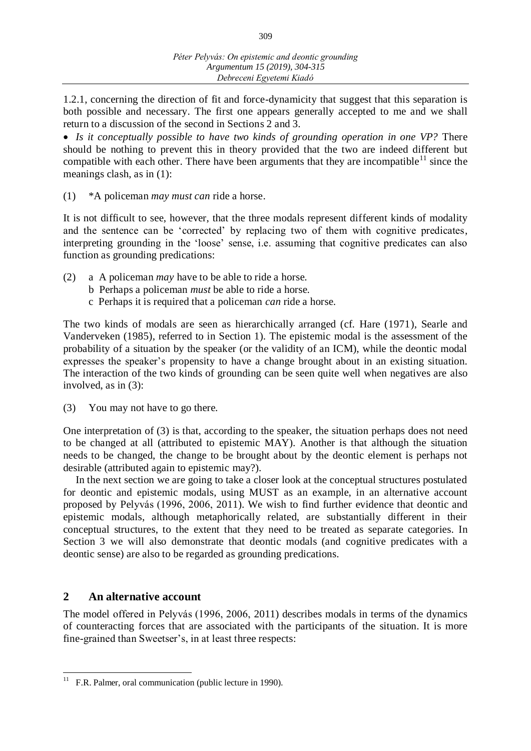1.2.1, concerning the direction of fit and force-dynamicity that suggest that this separation is both possible and necessary. The first one appears generally accepted to me and we shall return to a discussion of the second in Sections 2 and 3.

- *Is it conceptually possible to have two kinds of grounding operation in one VP?* There should be nothing to prevent this in theory provided that the two are indeed different but compatible with each other. There have been arguments that they are incompatible[11] since the meanings clash, as in (1):

(1) *A policeman *may must can* ride a horse.

It is not difficult to see, however, that the three modals represent different kinds of modality and the sentence can be 'corrected' by replacing two of them with cognitive predicates, interpreting grounding in the 'loose' sense, i.e. assuming that cognitive predicates can also function as grounding predications:

(2) a A policeman *may* have to be able to ride a horse.
  b Perhaps a policeman *must* be able to ride a horse.
  c Perhaps it is required that a policeman *can* ride a horse.

The two kinds of modals are seen as hierarchically arranged (cf. Hare (1971), Searle and Vanderveken (1985), referred to in Section 1). The epistemic modal is the assessment of the probability of a situation by the speaker (or the validity of an ICM), while the deontic modal expresses the speaker's propensity to have a change brought about in an existing situation. The interaction of the two kinds of grounding can be seen quite well when negatives are also involved, as in (3):

(3) You may not have to go there.

One interpretation of (3) is that, according to the speaker, the situation perhaps does not need to be changed at all (attributed to epistemic MAY). Another is that although the situation needs to be changed, the change to be brought about by the deontic element is perhaps not desirable (attributed again to epistemic may?).

In the next section we are going to take a closer look at the conceptual structures postulated for deontic and epistemic modals, using MUST as an example, in an alternative account proposed by Pelyvás (1996, 2006, 2011). We wish to find further evidence that deontic and epistemic modals, although metaphorically related, are substantially different in their conceptual structures, to the extent that they need to be treated as separate categories. In Section 3 we will also demonstrate that deontic modals (and cognitive predicates with a deontic sense) are also to be regarded as grounding predications.

## 2 An alternative account

The model offered in Pelyvás (1996, 2006, 2011) describes modals in terms of the dynamics of counteracting forces that are associated with the participants of the situation. It is more fine-grained than Sweetser's, in at least three respects:

---

[11] F.R. Palmer, oral communication (public lecture in 1990).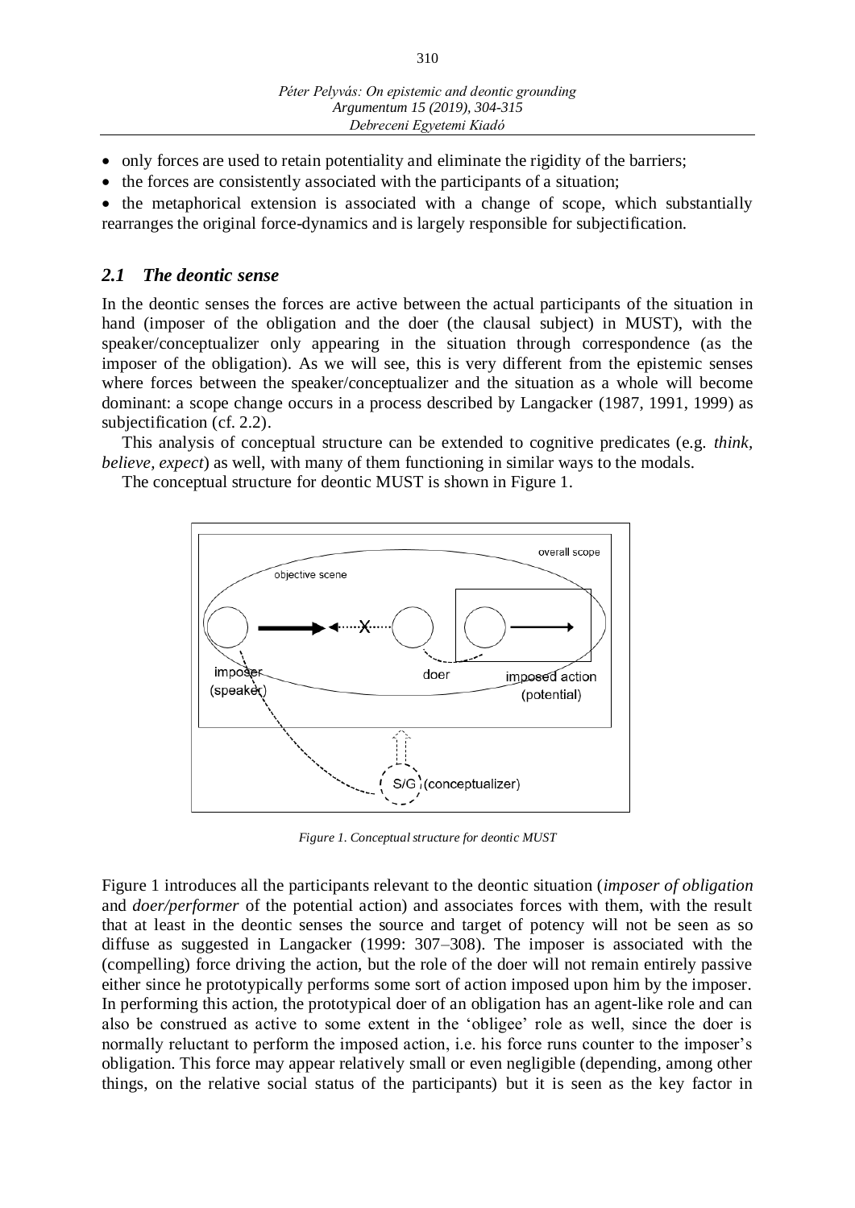- only forces are used to retain potentiality and eliminate the rigidity of the barriers;
- the forces are consistently associated with the participants of a situation;
- the metaphorical extension is associated with a change of scope, which substantially rearranges the original force-dynamics and is largely responsible for subjectification.

### *2.1 The deontic sense*

In the deontic senses the forces are active between the actual participants of the situation in hand (imposer of the obligation and the doer (the clausal subject) in MUST), with the speaker/conceptualizer only appearing in the situation through correspondence (as the imposer of the obligation). As we will see, this is very different from the epistemic senses where forces between the speaker/conceptualizer and the situation as a whole will become dominant: a scope change occurs in a process described by Langacker (1987, 1991, 1999) as subjectification (cf. 2.2).

This analysis of conceptual structure can be extended to cognitive predicates (e.g. *think, believe, expect*) as well, with many of them functioning in similar ways to the modals.

The conceptual structure for deontic MUST is shown in Figure 1.

*Figure 1. Conceptual structure for deontic MUST*

Figure 1 introduces all the participants relevant to the deontic situation (*imposer of obligation* and *doer/performer* of the potential action) and associates forces with them, with the result that at least in the deontic senses the source and target of potency will not be seen as so diffuse as suggested in Langacker (1999: 307–308). The imposer is associated with the (compelling) force driving the action, but the role of the doer will not remain entirely passive either since he prototypically performs some sort of action imposed upon him by the imposer. In performing this action, the prototypical doer of an obligation has an agent-like role and can also be construed as active to some extent in the 'obligee' role as well, since the doer is normally reluctant to perform the imposed action, i.e. his force runs counter to the imposer's obligation. This force may appear relatively small or even negligible (depending, among other things, on the relative social status of the participants) but it is seen as the key factor in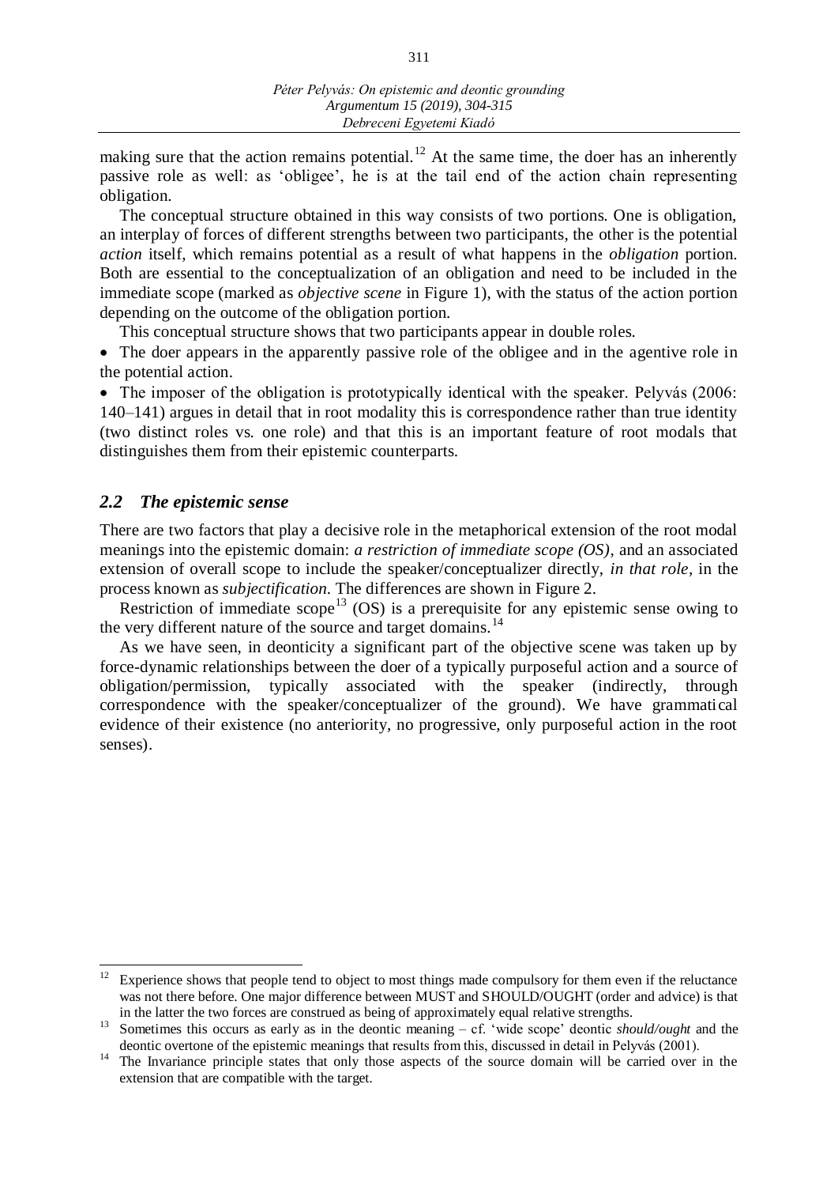making sure that the action remains potential.[12] At the same time, the doer has an inherently passive role as well: as 'obligee', he is at the tail end of the action chain representing obligation.

The conceptual structure obtained in this way consists of two portions. One is obligation, an interplay of forces of different strengths between two participants, the other is the potential *action* itself, which remains potential as a result of what happens in the *obligation* portion. Both are essential to the conceptualization of an obligation and need to be included in the immediate scope (marked as *objective scene* in Figure 1), with the status of the action portion depending on the outcome of the obligation portion.

This conceptual structure shows that two participants appear in double roles.

- The doer appears in the apparently passive role of the obligee and in the agentive role in the potential action.
- The imposer of the obligation is prototypically identical with the speaker. Pelyvás (2006: 140–141) argues in detail that in root modality this is correspondence rather than true identity (two distinct roles vs. one role) and that this is an important feature of root modals that distinguishes them from their epistemic counterparts.

## *2.2 The epistemic sense*

There are two factors that play a decisive role in the metaphorical extension of the root modal meanings into the epistemic domain: *a restriction of immediate scope (OS)*, and an associated extension of overall scope to include the speaker/conceptualizer directly, *in that role*, in the process known as *subjectification*. The differences are shown in Figure 2.

Restriction of immediate scope[13] (OS) is a prerequisite for any epistemic sense owing to the very different nature of the source and target domains.[14]

As we have seen, in deonticity a significant part of the objective scene was taken up by force-dynamic relationships between the doer of a typically purposeful action and a source of obligation/permission, typically associated with the speaker (indirectly, through correspondence with the speaker/conceptualizer of the ground). We have grammatical evidence of their existence (no anteriority, no progressive, only purposeful action in the root senses).

---

[12] Experience shows that people tend to object to most things made compulsory for them even if the reluctance was not there before. One major difference between MUST and SHOULD/OUGHT (order and advice) is that in the latter the two forces are construed as being of approximately equal relative strengths.

[13] Sometimes this occurs as early as in the deontic meaning – cf. 'wide scope' deontic *should/ought* and the deontic overtone of the epistemic meanings that results from this, discussed in detail in Pelyvás (2001).

[14] The Invariance principle states that only those aspects of the source domain will be carried over in the extension that are compatible with the target.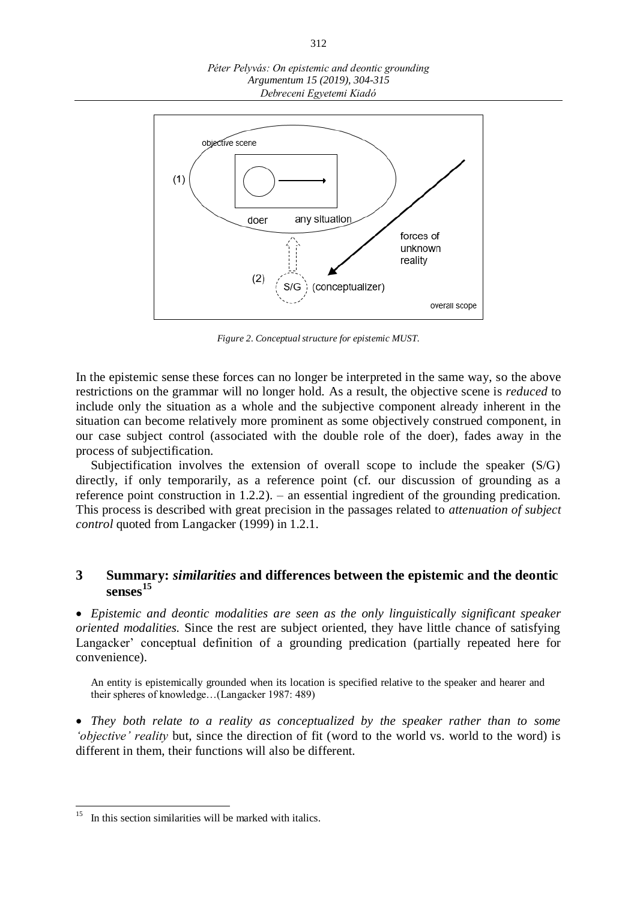Figure 2. Conceptual structure for epistemic MUST.

In the epistemic sense these forces can no longer be interpreted in the same way, so the above restrictions on the grammar will no longer hold. As a result, the objective scene is *reduced* to include only the situation as a whole and the subjective component already inherent in the situation can become relatively more prominent as some objectively construed component, in our case subject control (associated with the double role of the doer), fades away in the process of subjectification.

Subjectification involves the extension of overall scope to include the speaker (S/G) directly, if only temporarily, as a reference point (cf. our discussion of grounding as a reference point construction in 1.2.2). – an essential ingredient of the grounding predication. This process is described with great precision in the passages related to *attenuation of subject control* quoted from Langacker (1999) in 1.2.1.

## 3 Summary: *similarities* and differences between the epistemic and the deontic senses[15]

- *Epistemic and deontic modalities are seen as the only linguistically significant speaker oriented modalities.* Since the rest are subject oriented, they have little chance of satisfying Langacker' conceptual definition of a grounding predication (partially repeated here for convenience).

> An entity is epistemically grounded when its location is specified relative to the speaker and hearer and their spheres of knowledge…(Langacker 1987: 489)

- *They both relate to a reality as conceptualized by the speaker rather than to some 'objective' reality* but, since the direction of fit (word to the world vs. world to the word) is different in them, their functions will also be different.

[15] In this section similarities will be marked with italics.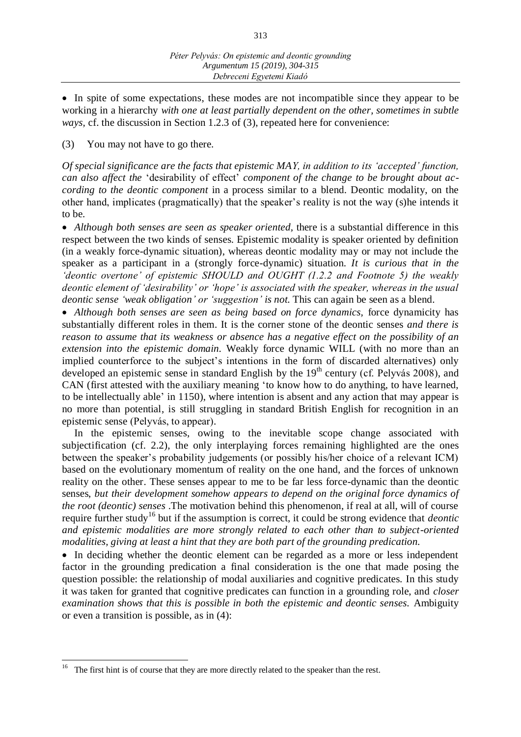- In spite of some expectations, these modes are not incompatible since they appear to be working in a hierarchy *with one at least partially dependent on the other, sometimes in subtle ways*, cf. the discussion in Section 1.2.3 of (3), repeated here for convenience:

(3) You may not have to go there.

*Of special significance are the facts that epistemic MAY, in addition to its 'accepted' function, can also affect the* 'desirability of effect' *component of the change to be brought about according to the deontic component* in a process similar to a blend. Deontic modality, on the other hand, implicates (pragmatically) that the speaker's reality is not the way (s)he intends it to be.

- *Although both senses are seen as speaker oriented*, there is a substantial difference in this respect between the two kinds of senses. Epistemic modality is speaker oriented by definition (in a weakly force-dynamic situation), whereas deontic modality may or may not include the speaker as a participant in a (strongly force-dynamic) situation. *It is curious that in the 'deontic overtone' of epistemic SHOULD and OUGHT (1.2.2 and Footnote 5) the weakly deontic element of 'desirability' or 'hope' is associated with the speaker, whereas in the usual deontic sense 'weak obligation' or 'suggestion' is not.* This can again be seen as a blend.
- *Although both senses are seen as being based on force dynamics*, force dynamicity has substantially different roles in them. It is the corner stone of the deontic senses *and there is reason to assume that its weakness or absence has a negative effect on the possibility of an extension into the epistemic domain.* Weakly force dynamic WILL (with no more than an implied counterforce to the subject's intentions in the form of discarded alternatives) only developed an epistemic sense in standard English by the 19th century (cf. Pelyvás 2008), and CAN (first attested with the auxiliary meaning 'to know how to do anything, to have learned, to be intellectually able' in 1150), where intention is absent and any action that may appear is no more than potential, is still struggling in standard British English for recognition in an epistemic sense (Pelyvás, to appear).

In the epistemic senses, owing to the inevitable scope change associated with subjectification (cf. 2.2), the only interplaying forces remaining highlighted are the ones between the speaker's probability judgements (or possibly his/her choice of a relevant ICM) based on the evolutionary momentum of reality on the one hand, and the forces of unknown reality on the other. These senses appear to me to be far less force-dynamic than the deontic senses, *but their development somehow appears to depend on the original force dynamics of the root (deontic) senses* .The motivation behind this phenomenon, if real at all, will of course require further study[16] but if the assumption is correct, it could be strong evidence that *deontic and epistemic modalities are more strongly related to each other than to subject-oriented modalities, giving at least a hint that they are both part of the grounding predication.*

- In deciding whether the deontic element can be regarded as a more or less independent factor in the grounding predication a final consideration is the one that made posing the question possible: the relationship of modal auxiliaries and cognitive predicates. In this study it was taken for granted that cognitive predicates can function in a grounding role, and *closer examination shows that this is possible in both the epistemic and deontic senses.* Ambiguity or even a transition is possible, as in (4):

---

[16] The first hint is of course that they are more directly related to the speaker than the rest.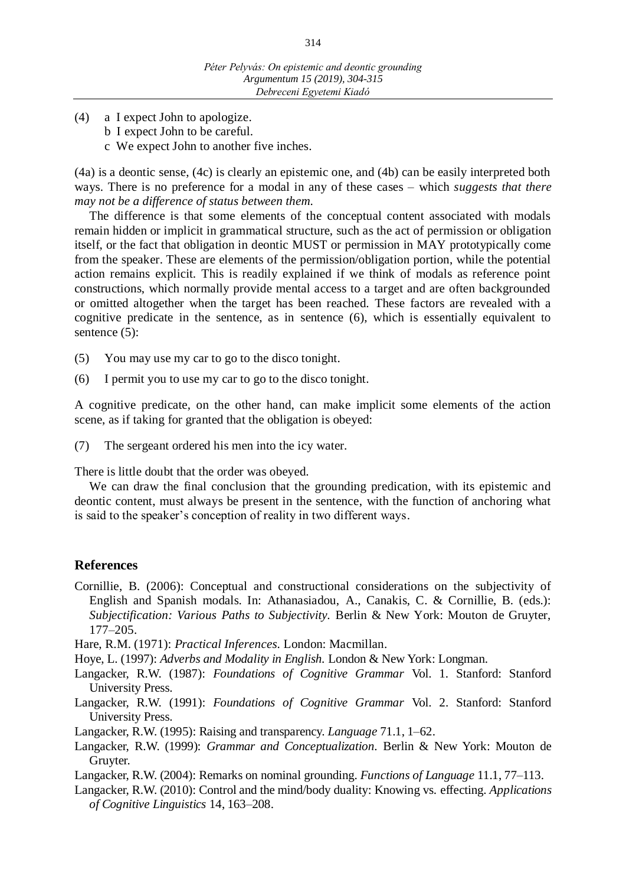(4) a I expect John to apologize.
    b I expect John to be careful.
    c We expect John to another five inches.

(4a) is a deontic sense, (4c) is clearly an epistemic one, and (4b) can be easily interpreted both ways. There is no preference for a modal in any of these cases – which *suggests that there may not be a difference of status between them.*

The difference is that some elements of the conceptual content associated with modals remain hidden or implicit in grammatical structure, such as the act of permission or obligation itself, or the fact that obligation in deontic MUST or permission in MAY prototypically come from the speaker. These are elements of the permission/obligation portion, while the potential action remains explicit. This is readily explained if we think of modals as reference point constructions, which normally provide mental access to a target and are often backgrounded or omitted altogether when the target has been reached. These factors are revealed with a cognitive predicate in the sentence, as in sentence (6), which is essentially equivalent to sentence (5):

(5) You may use my car to go to the disco tonight.

(6) I permit you to use my car to go to the disco tonight.

A cognitive predicate, on the other hand, can make implicit some elements of the action scene, as if taking for granted that the obligation is obeyed:

(7) The sergeant ordered his men into the icy water.

There is little doubt that the order was obeyed.

We can draw the final conclusion that the grounding predication, with its epistemic and deontic content, must always be present in the sentence, with the function of anchoring what is said to the speaker's conception of reality in two different ways.

## References

Cornillie, B. (2006): Conceptual and constructional considerations on the subjectivity of English and Spanish modals. In: Athanasiadou, A., Canakis, C. & Cornillie, B. (eds.): *Subjectification: Various Paths to Subjectivity.* Berlin & New York: Mouton de Gruyter, 177–205.

Hare, R.M. (1971): *Practical Inferences.* London: Macmillan.

Hoye, L. (1997): *Adverbs and Modality in English.* London & New York: Longman.

Langacker, R.W. (1987): *Foundations of Cognitive Grammar* Vol. 1. Stanford: Stanford University Press.

Langacker, R.W. (1991): *Foundations of Cognitive Grammar* Vol. 2. Stanford: Stanford University Press.

Langacker, R.W. (1995): Raising and transparency. *Language* 71.1, 1–62.

Langacker, R.W. (1999): *Grammar and Conceptualization.* Berlin & New York: Mouton de Gruyter.

Langacker, R.W. (2004): Remarks on nominal grounding. *Functions of Language* 11.1, 77–113.

Langacker, R.W. (2010): Control and the mind/body duality: Knowing vs. effecting. *Applications of Cognitive Linguistics* 14, 163–208.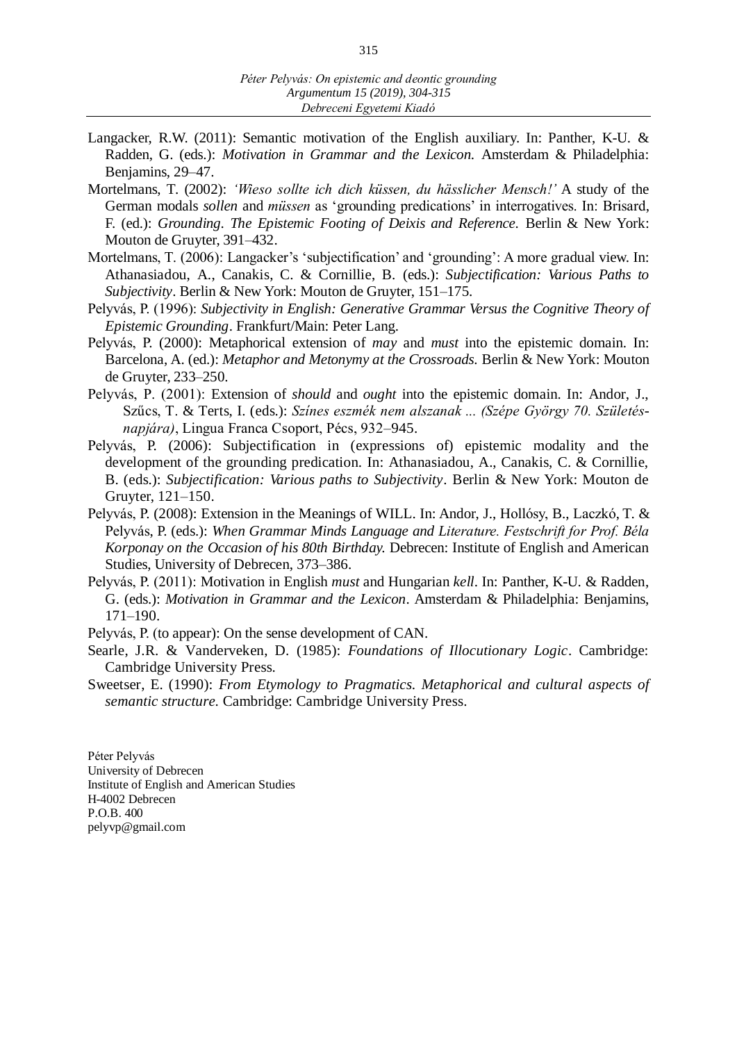Langacker, R.W. (2011): Semantic motivation of the English auxiliary. In: Panther, K-U. & Radden, G. (eds.): *Motivation in Grammar and the Lexicon.* Amsterdam & Philadelphia: Benjamins, 29–47.

Mortelmans, T. (2002): *'Wieso sollte ich dich küssen, du hässlicher Mensch!'* A study of the German modals *sollen* and *müssen* as 'grounding predications' in interrogatives. In: Brisard, F. (ed.): *Grounding. The Epistemic Footing of Deixis and Reference.* Berlin & New York: Mouton de Gruyter, 391–432.

Mortelmans, T. (2006): Langacker's 'subjectification' and 'grounding': A more gradual view. In: Athanasiadou, A., Canakis, C. & Cornillie, B. (eds.): *Subjectification: Various Paths to Subjectivity*. Berlin & New York: Mouton de Gruyter, 151–175.

Pelyvás, P. (1996): *Subjectivity in English: Generative Grammar Versus the Cognitive Theory of Epistemic Grounding*. Frankfurt/Main: Peter Lang.

Pelyvás, P. (2000): Metaphorical extension of *may* and *must* into the epistemic domain. In: Barcelona, A. (ed.): *Metaphor and Metonymy at the Crossroads.* Berlin & New York: Mouton de Gruyter, 233–250.

Pelyvás, P. (2001): Extension of *should* and *ought* into the epistemic domain. In: Andor, J., Szűcs, T. & Terts, I. (eds.): *Színes eszmék nem alszanak ... (Szépe György 70. Születésnapjára)*, Lingua Franca Csoport, Pécs, 932–945.

Pelyvás, P. (2006): Subjectification in (expressions of) epistemic modality and the development of the grounding predication. In: Athanasiadou, A., Canakis, C. & Cornillie, B. (eds.): *Subjectification: Various paths to Subjectivity*. Berlin & New York: Mouton de Gruyter, 121–150.

Pelyvás, P. (2008): Extension in the Meanings of WILL. In: Andor, J., Hollósy, B., Laczkó, T. & Pelyvás, P. (eds.): *When Grammar Minds Language and Literature. Festschrift for Prof. Béla Korponay on the Occasion of his 80th Birthday.* Debrecen: Institute of English and American Studies, University of Debrecen, 373–386.

Pelyvás, P. (2011): Motivation in English *must* and Hungarian *kell*. In: Panther, K-U. & Radden, G. (eds.): *Motivation in Grammar and the Lexicon*. Amsterdam & Philadelphia: Benjamins, 171–190.

Pelyvás, P. (to appear): On the sense development of CAN.

Searle, J.R. & Vanderveken, D. (1985): *Foundations of Illocutionary Logic*. Cambridge: Cambridge University Press.

Sweetser, E. (1990): *From Etymology to Pragmatics. Metaphorical and cultural aspects of semantic structure.* Cambridge: Cambridge University Press.

Péter Pelyvás
University of Debrecen
Institute of English and American Studies
H-4002 Debrecen
P.O.B. 400
pelyvp@gmail.com